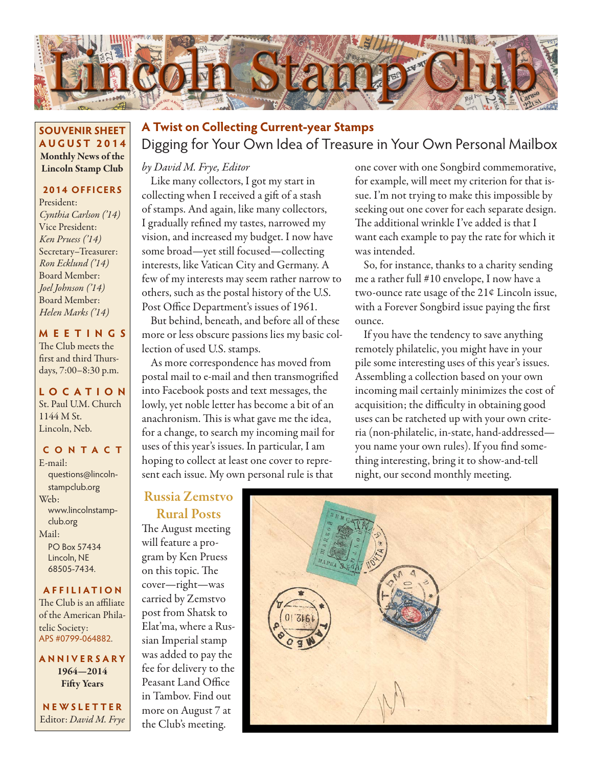# Lincoln Stamp Club

**SOUVENIR SHEET**
**AUGUST 2014**
**Monthly News of the Lincoln Stamp Club**

**2014 OFFICERS**

President:
*Cynthia Carlson ('14)*
Vice President:
*Ken Pruess ('14)*
Secretary–Treasurer:
*Ron Ecklund ('14)*
Board Member:
*Joel Johnson ('14)*
Board Member:
*Helen Marks ('14)*

**MEETINGS**

The Club meets the first and third Thursdays, 7:00–8:30 p.m.

**LOCATION**

St. Paul U.M. Church
1144 M St.
Lincoln, Neb.

**CONTACT**

E-mail:
questions@lincolnstampclub.org
Web:
www.lincolnstampclub.org
Mail:
PO Box 57434
Lincoln, NE
68505-7434.

**AFFILIATION**

The Club is an affiliate of the American Philatelic Society:
APS #0799-064882.

**ANNIVERSARY**

**1964—2014**
**Fifty Years**

**NEWSLETTER**

Editor: *David M. Frye*

## A Twist on Collecting Current-year Stamps

### Digging for Your Own Idea of Treasure in Your Own Personal Mailbox

*by David M. Frye, Editor*

Like many collectors, I got my start in collecting when I received a gift of a stash of stamps. And again, like many collectors, I gradually refined my tastes, narrowed my vision, and increased my budget. I now have some broad—yet still focused—collecting interests, like Vatican City and Germany. A few of my interests may seem rather narrow to others, such as the postal history of the U.S. Post Office Department's issues of 1961.

But behind, beneath, and before all of these more or less obscure passions lies my basic collection of used U.S. stamps.

As more correspondence has moved from postal mail to e-mail and then transmogrified into Facebook posts and text messages, the lowly, yet noble letter has become a bit of an anachronism. This is what gave me the idea, for a change, to search my incoming mail for uses of this year's issues. In particular, I am hoping to collect at least one cover to represent each issue. My own personal rule is that one cover with one Songbird commemorative, for example, will meet my criterion for that issue. I'm not trying to make this impossible by seeking out one cover for each separate design. The additional wrinkle I've added is that I want each example to pay the rate for which it was intended.

So, for instance, thanks to a charity sending me a rather full #10 envelope, I now have a two-ounce rate usage of the 21¢ Lincoln issue, with a Forever Songbird issue paying the first ounce.

If you have the tendency to save anything remotely philatelic, you might have in your pile some interesting uses of this year's issues. Assembling a collection based on your own incoming mail certainly minimizes the cost of acquisition; the difficulty in obtaining good uses can be ratcheted up with your own criteria (non-philatelic, in-state, hand-addressed—you name your own rules). If you find something interesting, bring it to show-and-tell night, our second monthly meeting.

## Russia Zemstvo Rural Posts

The August meeting will feature a program by Ken Pruess on this topic. The cover—right—was carried by Zemstvo post from Shatsk to Elat'ma, where a Russian Imperial stamp was added to pay the fee for delivery to the Peasant Land Office in Tambov. Find out more on August 7 at the Club's meeting.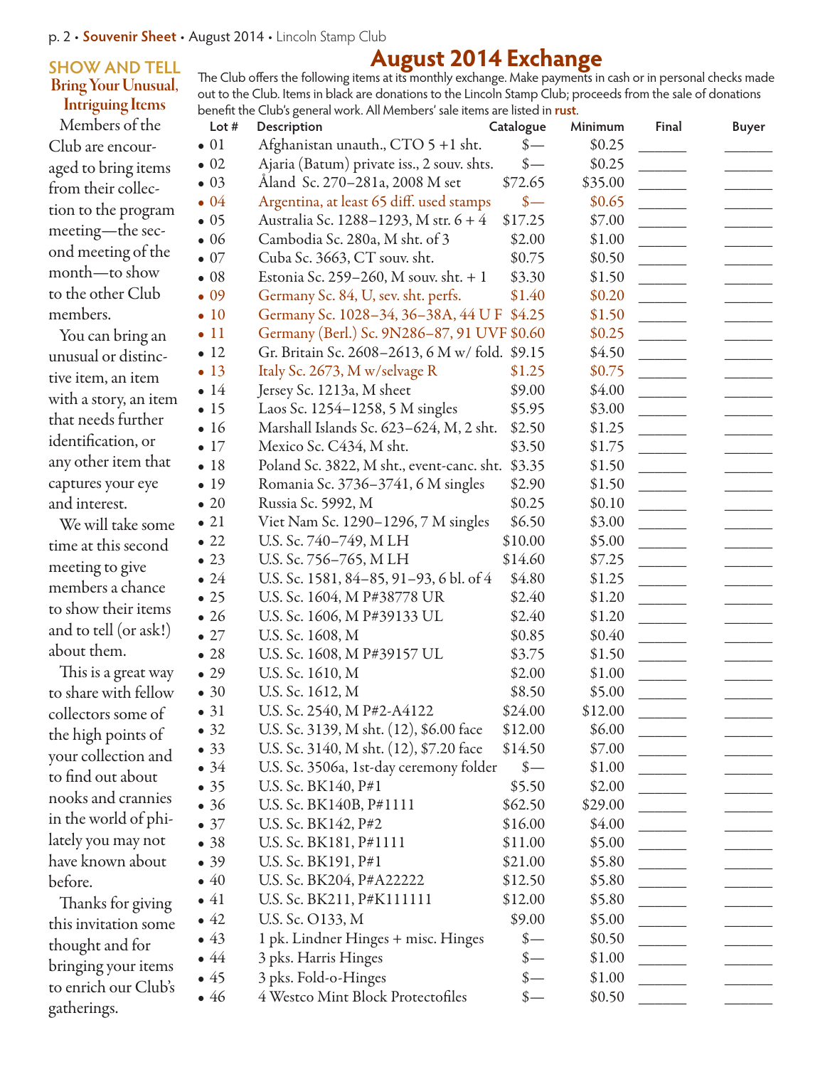## SHOW AND TELL

### Bring Your Unusual, Intriguing Items

Members of the Club are encouraged to bring items from their collection to the program meeting—the second meeting of the month—to show to the other Club members.

You can bring an unusual or distinctive item, an item with a story, an item that needs further identification, or any other item that captures your eye and interest.

We will take some time at this second meeting to give members a chance to show their items and to tell (or ask!) about them.

This is a great way to share with fellow collectors some of the high points of your collection and to find out about nooks and crannies in the world of philately you may not have known about before.

Thanks for giving this invitation some thought and for bringing your items to enrich our Club's gatherings.

# August 2014 Exchange

The Club offers the following items at its monthly exchange. Make payments in cash or in personal checks made out to the Club. Items in black are donations to the Lincoln Stamp Club; proceeds from the sale of donations benefit the Club's general work. All Members' sale items are listed in **rust**.

| Lot # | Description | Catalogue | Minimum | Final | Buyer |
|---|---|---|---|---|---|
| • 01 | Afghanistan unauth., CTO 5 +1 sht. | $— | $0.25 | ______ | ______ |
| • 02 | Ajaria (Batum) private iss., 2 souv. shts. | $— | $0.25 | ______ | ______ |
| • 03 | Åland Sc. 270–281a, 2008 M set | $72.65 | $35.00 | ______ | ______ |
| • 04 | Argentina, at least 65 diff. used stamps | $— | $0.65 | ______ | ______ |
| • 05 | Australia Sc. 1288–1293, M str. 6 + 4 | $17.25 | $7.00 | ______ | ______ |
| • 06 | Cambodia Sc. 280a, M sht. of 3 | $2.00 | $1.00 | ______ | ______ |
| • 07 | Cuba Sc. 3663, CT souv. sht. | $0.75 | $0.50 | ______ | ______ |
| • 08 | Estonia Sc. 259–260, M souv. sht. + 1 | $3.30 | $1.50 | ______ | ______ |
| • 09 | Germany Sc. 84, U, sev. sht. perfs. | $1.40 | $0.20 | ______ | ______ |
| • 10 | Germany Sc. 1028–34, 36–38A, 44 U F | $4.25 | $1.50 | ______ | ______ |
| • 11 | Germany (Berl.) Sc. 9N286–87, 91 UVF | $0.60 | $0.25 | ______ | ______ |
| • 12 | Gr. Britain Sc. 2608–2613, 6 M w/ fold. | $9.15 | $4.50 | ______ | ______ |
| • 13 | Italy Sc. 2673, M w/selvage R | $1.25 | $0.75 | ______ | ______ |
| • 14 | Jersey Sc. 1213a, M sheet | $9.00 | $4.00 | ______ | ______ |
| • 15 | Laos Sc. 1254–1258, 5 M singles | $5.95 | $3.00 | ______ | ______ |
| • 16 | Marshall Islands Sc. 623–624, M, 2 sht. | $2.50 | $1.25 | ______ | ______ |
| • 17 | Mexico Sc. C434, M sht. | $3.50 | $1.75 | ______ | ______ |
| • 18 | Poland Sc. 3822, M sht., event-canc. sht. | $3.35 | $1.50 | ______ | ______ |
| • 19 | Romania Sc. 3736–3741, 6 M singles | $2.90 | $1.50 | ______ | ______ |
| • 20 | Russia Sc. 5992, M | $0.25 | $0.10 | ______ | ______ |
| • 21 | Viet Nam Sc. 1290–1296, 7 M singles | $6.50 | $3.00 | ______ | ______ |
| • 22 | U.S. Sc. 740–749, M LH | $10.00 | $5.00 | ______ | ______ |
| • 23 | U.S. Sc. 756–765, M LH | $14.60 | $7.25 | ______ | ______ |
| • 24 | U.S. Sc. 1581, 84–85, 91–93, 6 bl. of 4 | $4.80 | $1.25 | ______ | ______ |
| • 25 | U.S. Sc. 1604, M P#38778 UR | $2.40 | $1.20 | ______ | ______ |
| • 26 | U.S. Sc. 1606, M P#39133 UL | $2.40 | $1.20 | ______ | ______ |
| • 27 | U.S. Sc. 1608, M | $0.85 | $0.40 | ______ | ______ |
| • 28 | U.S. Sc. 1608, M P#39157 UL | $3.75 | $1.50 | ______ | ______ |
| • 29 | U.S. Sc. 1610, M | $2.00 | $1.00 | ______ | ______ |
| • 30 | U.S. Sc. 1612, M | $8.50 | $5.00 | ______ | ______ |
| • 31 | U.S. Sc. 2540, M P#2-A4122 | $24.00 | $12.00 | ______ | ______ |
| • 32 | U.S. Sc. 3139, M sht. (12), $6.00 face | $12.00 | $6.00 | ______ | ______ |
| • 33 | U.S. Sc. 3140, M sht. (12), $7.20 face | $14.50 | $7.00 | ______ | ______ |
| • 34 | U.S. Sc. 3506a, 1st-day ceremony folder | $— | $1.00 | ______ | ______ |
| • 35 | U.S. Sc. BK140, P#1 | $5.50 | $2.00 | ______ | ______ |
| • 36 | U.S. Sc. BK140B, P#1111 | $62.50 | $29.00 | ______ | ______ |
| • 37 | U.S. Sc. BK142, P#2 | $16.00 | $4.00 | ______ | ______ |
| • 38 | U.S. Sc. BK181, P#1111 | $11.00 | $5.00 | ______ | ______ |
| • 39 | U.S. Sc. BK191, P#1 | $21.00 | $5.80 | ______ | ______ |
| • 40 | U.S. Sc. BK204, P#A22222 | $12.50 | $5.80 | ______ | ______ |
| • 41 | U.S. Sc. BK211, P#K111111 | $12.00 | $5.80 | ______ | ______ |
| • 42 | U.S. Sc. O133, M | $9.00 | $5.00 | ______ | ______ |
| • 43 | 1 pk. Lindner Hinges + misc. Hinges | $— | $0.50 | ______ | ______ |
| • 44 | 3 pks. Harris Hinges | $— | $1.00 | ______ | ______ |
| • 45 | 3 pks. Fold-o-Hinges | $— | $1.00 | ______ | ______ |
| • 46 | 4 Westco Mint Block Protectofiles | $— | $0.50 | ______ | ______ |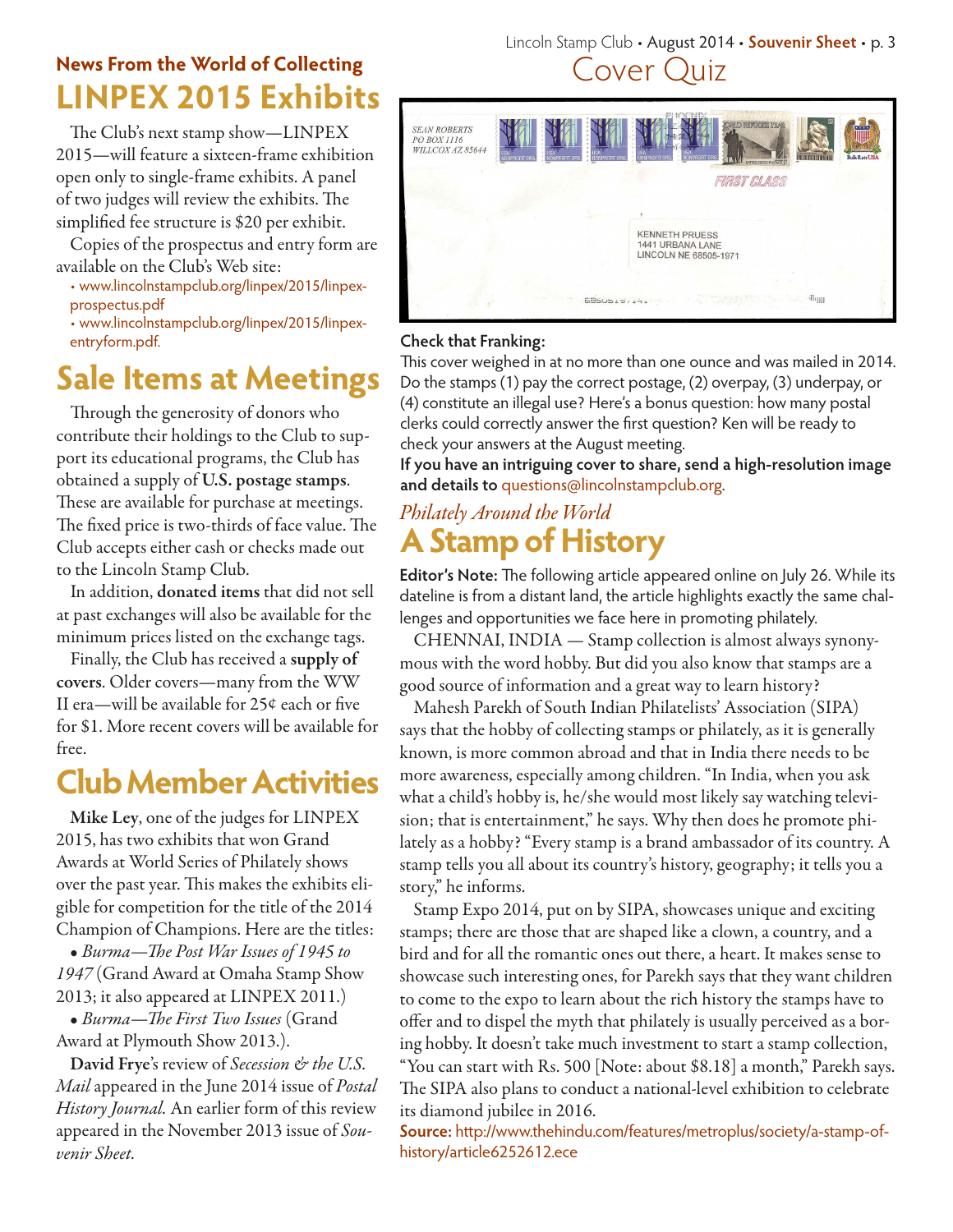## News From the World of Collecting

# LINPEX 2015 Exhibits

The Club's next stamp show—LINPEX 2015—will feature a sixteen-frame exhibition open only to single-frame exhibits. A panel of two judges will review the exhibits. The simplified fee structure is $20 per exhibit.

Copies of the prospectus and entry form are available on the Club's Web site:

- www.lincolnstampclub.org/linpex/2015/linpex-prospectus.pdf
- www.lincolnstampclub.org/linpex/2015/linpex-entryform.pdf.

# Sale Items at Meetings

Through the generosity of donors who contribute their holdings to the Club to support its educational programs, the Club has obtained a supply of **U.S. postage stamps**. These are available for purchase at meetings. The fixed price is two-thirds of face value. The Club accepts either cash or checks made out to the Lincoln Stamp Club.

In addition, **donated items** that did not sell at past exchanges will also be available for the minimum prices listed on the exchange tags.

Finally, the Club has received a **supply of covers**. Older covers—many from the WW II era—will be available for 25¢ each or five for $1. More recent covers will be available for free.

# Club Member Activities

**Mike Ley**, one of the judges for LINPEX 2015, has two exhibits that won Grand Awards at World Series of Philately shows over the past year. This makes the exhibits eligible for competition for the title of the 2014 Champion of Champions. Here are the titles:

- *Burma—The Post War Issues of 1945 to 1947* (Grand Award at Omaha Stamp Show 2013; it also appeared at LINPEX 2011.)
- *Burma—The First Two Issues* (Grand Award at Plymouth Show 2013.).

**David Frye**'s review of *Secession & the U.S. Mail* appeared in the June 2014 issue of *Postal History Journal.* An earlier form of this review appeared in the November 2013 issue of *Souvenir Sheet.*

# Cover Quiz

**Check that Franking:**

This cover weighed in at no more than one ounce and was mailed in 2014. Do the stamps (1) pay the correct postage, (2) overpay, (3) underpay, or (4) constitute an illegal use? Here's a bonus question: how many postal clerks could correctly answer the first question? Ken will be ready to check your answers at the August meeting.

**If you have an intriguing cover to share, send a high-resolution image and details to** questions@lincolnstampclub.org.

*Philately Around the World*

# A Stamp of History

**Editor's Note:** The following article appeared online on July 26. While its dateline is from a distant land, the article highlights exactly the same challenges and opportunities we face here in promoting philately.

CHENNAI, INDIA — Stamp collection is almost always synonymous with the word hobby. But did you also know that stamps are a good source of information and a great way to learn history?

Mahesh Parekh of South Indian Philatelists' Association (SIPA) says that the hobby of collecting stamps or philately, as it is generally known, is more common abroad and that in India there needs to be more awareness, especially among children. "In India, when you ask what a child's hobby is, he/she would most likely say watching television; that is entertainment," he says. Why then does he promote philately as a hobby? "Every stamp is a brand ambassador of its country. A stamp tells you all about its country's history, geography; it tells you a story," he informs.

Stamp Expo 2014, put on by SIPA, showcases unique and exciting stamps; there are those that are shaped like a clown, a country, and a bird and for all the romantic ones out there, a heart. It makes sense to showcase such interesting ones, for Parekh says that they want children to come to the expo to learn about the rich history the stamps have to offer and to dispel the myth that philately is usually perceived as a boring hobby. It doesn't take much investment to start a stamp collection, "You can start with Rs. 500 [Note: about $8.18] a month," Parekh says. The SIPA also plans to conduct a national-level exhibition to celebrate its diamond jubilee in 2016.

**Source:** http://www.thehindu.com/features/metroplus/society/a-stamp-of-history/article6252612.ece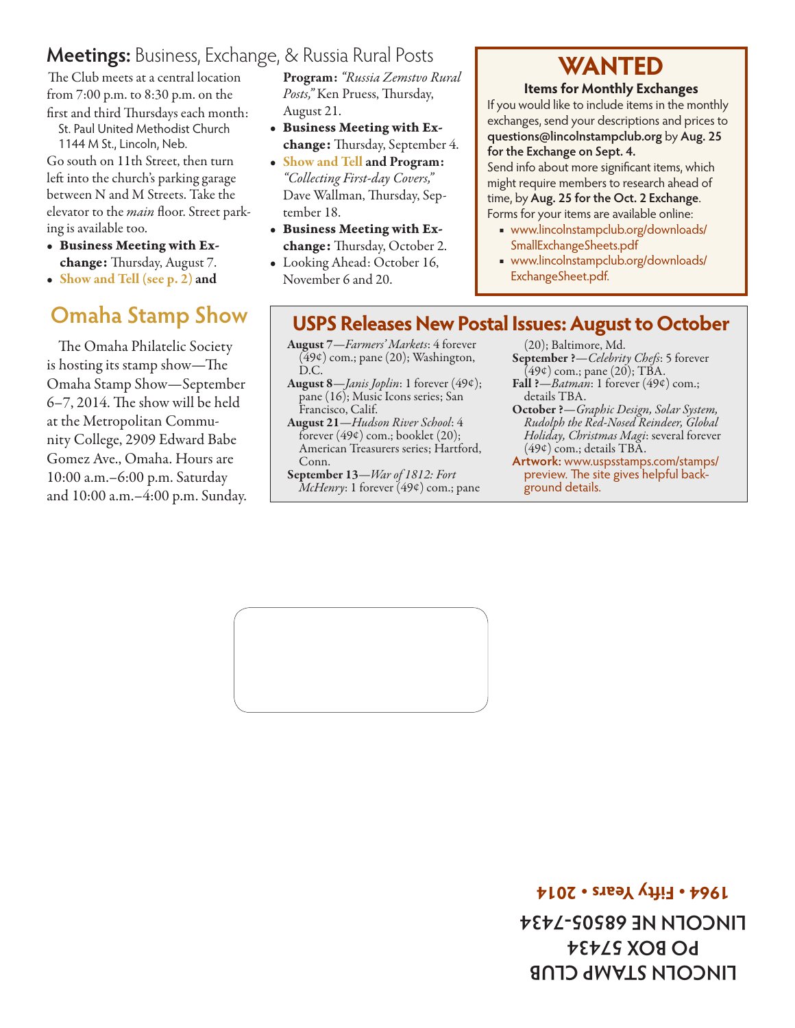## Meetings: Business, Exchange, & Russia Rural Posts

The Club meets at a central location from 7:00 p.m. to 8:30 p.m. on the first and third Thursdays each month:

St. Paul United Methodist Church
1144 M St., Lincoln, Neb.

Go south on 11th Street, then turn left into the church's parking garage between N and M Streets. Take the elevator to the *main* floor. Street parking is available too.

- **Business Meeting with Exchange:** Thursday, August 7.
- **Show and Tell (see p. 2) and Program:** *"Russia Zemstvo Rural Posts,"* Ken Pruess, Thursday, August 21.
- **Business Meeting with Exchange:** Thursday, September 4.
- **Show and Tell and Program:** *"Collecting First-day Covers,"* Dave Wallman, Thursday, September 18.
- **Business Meeting with Exchange:** Thursday, October 2.
- Looking Ahead: October 16, November 6 and 20.

## WANTED

**Items for Monthly Exchanges**

If you would like to include items in the monthly exchanges, send your descriptions and prices to **questions@lincolnstampclub.org** by **Aug. 25 for the Exchange on Sept. 4.**

Send info about more significant items, which might require members to research ahead of time, by **Aug. 25 for the Oct. 2 Exchange**.

Forms for your items are available online:

- www.lincolnstampclub.org/downloads/SmallExchangeSheets.pdf
- www.lincolnstampclub.org/downloads/ExchangeSheet.pdf.

## Omaha Stamp Show

The Omaha Philatelic Society is hosting its stamp show—The Omaha Stamp Show—September 6–7, 2014. The show will be held at the Metropolitan Community College, 2909 Edward Babe Gomez Ave., Omaha. Hours are 10:00 a.m.–6:00 p.m. Saturday and 10:00 a.m.–4:00 p.m. Sunday.

## USPS Releases New Postal Issues: August to October

**August 7**—*Farmers' Markets*: 4 forever (49¢) com.; pane (20); Washington, D.C.

**August 8**—*Janis Joplin*: 1 forever (49¢); pane (16); Music Icons series; San Francisco, Calif.

**August 21**—*Hudson River School*: 4 forever (49¢) com.; booklet (20); American Treasurers series; Hartford, Conn.

**September 13**—*War of 1812: Fort McHenry*: 1 forever (49¢) com.; pane (20); Baltimore, Md.

**September ?**—*Celebrity Chefs*: 5 forever (49¢) com.; pane (20); TBA.

**Fall ?**—*Batman*: 1 forever (49¢) com.; details TBA.

**October ?**—*Graphic Design, Solar System, Rudolph the Red-Nosed Reindeer, Global Holiday, Christmas Magi*: several forever (49¢) com.; details TBA.

**Artwork:** www.uspsstamps.com/stamps/preview. The site gives helpful background details.

LINCOLN STAMP CLUB
PO BOX 57434
LINCOLN NE 68505-7434

**1964 • Fifty Years • 2014**